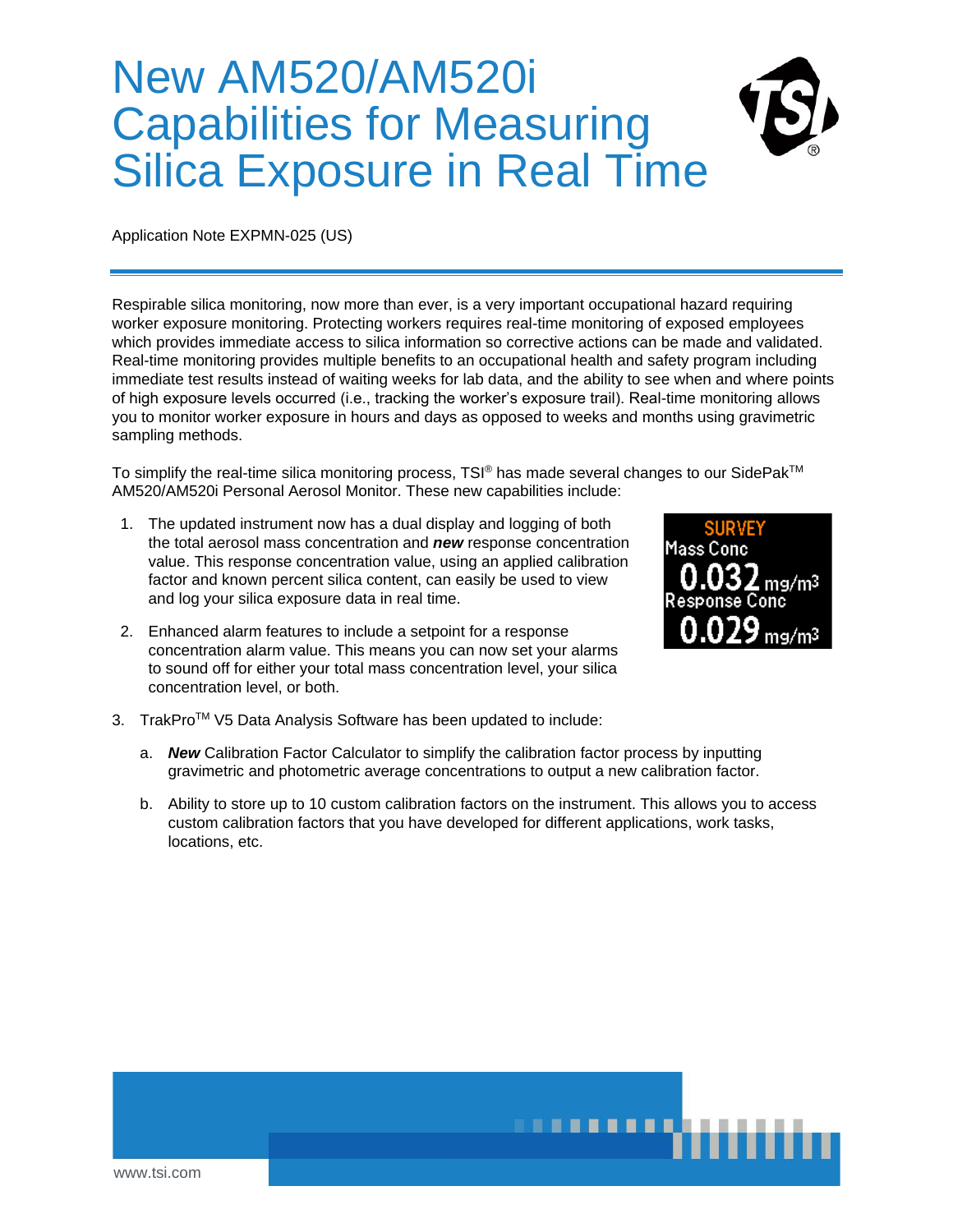# New AM520/AM520i Capabilities for Measuring Silica Exposure in Real Time

Application Note EXPMN-025 (US)

Respirable silica monitoring, now more than ever, is a very important occupational hazard requiring worker exposure monitoring. Protecting workers requires real-time monitoring of exposed employees which provides immediate access to silica information so corrective actions can be made and validated. Real-time monitoring provides multiple benefits to an occupational health and safety program including immediate test results instead of waiting weeks for lab data, and the ability to see when and where points of high exposure levels occurred (i.e., tracking the worker's exposure trail). Real-time monitoring allows you to monitor worker exposure in hours and days as opposed to weeks and months using gravimetric sampling methods.

To simplify the real-time silica monitoring process, TSI® has made several changes to our SidePak™ AM520/AM520i Personal Aerosol Monitor. These new capabilities include:

1. The updated instrument now has a dual display and logging of both the total aerosol mass concentration and ***new*** response concentration value. This response concentration value, using an applied calibration factor and known percent silica content, can easily be used to view and log your silica exposure data in real time.

2. Enhanced alarm features to include a setpoint for a response concentration alarm value. This means you can now set your alarms to sound off for either your total mass concentration level, your silica concentration level, or both.

3. TrakPro™ V5 Data Analysis Software has been updated to include:

   a. ***New*** Calibration Factor Calculator to simplify the calibration factor process by inputting gravimetric and photometric average concentrations to output a new calibration factor.

   b. Ability to store up to 10 custom calibration factors on the instrument. This allows you to access custom calibration factors that you have developed for different applications, work tasks, locations, etc.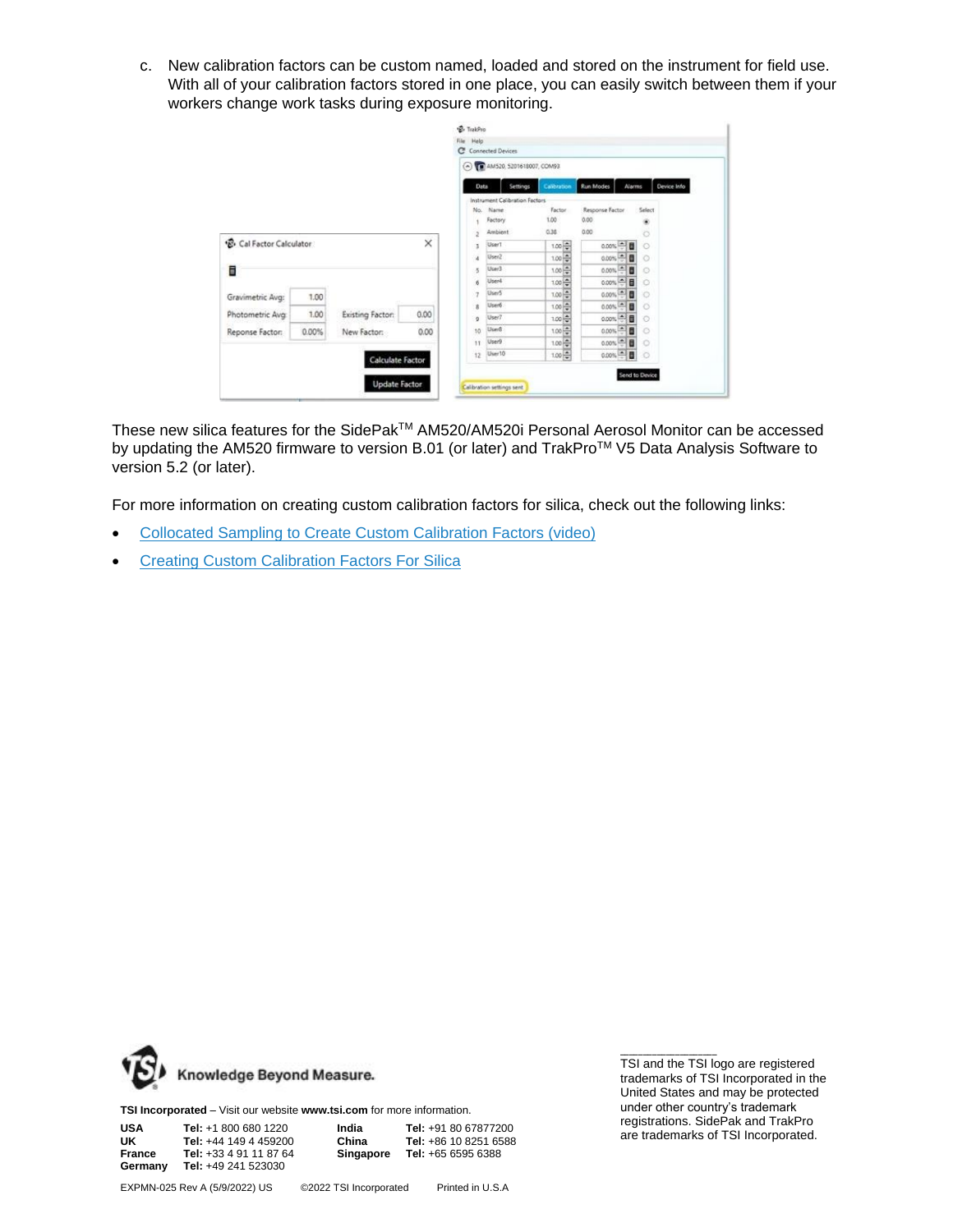c. New calibration factors can be custom named, loaded and stored on the instrument for field use. With all of your calibration factors stored in one place, you can easily switch between them if your workers change work tasks during exposure monitoring.

These new silica features for the SidePak™ AM520/AM520i Personal Aerosol Monitor can be accessed by updating the AM520 firmware to version B.01 (or later) and TrakPro™ V5 Data Analysis Software to version 5.2 (or later).

For more information on creating custom calibration factors for silica, check out the following links:

- Collocated Sampling to Create Custom Calibration Factors (video)
- Creating Custom Calibration Factors For Silica

Knowledge Beyond Measure.

**TSI Incorporated** – Visit our website **www.tsi.com** for more information.

| | | | |
|---|---|---|---|
| **USA** | **Tel:** +1 800 680 1220 | **India** | **Tel:** +91 80 67877200 |
| **UK** | **Tel:** +44 149 4 459200 | **China** | **Tel:** +86 10 8251 6588 |
| **France** | **Tel:** +33 4 91 11 87 64 | **Singapore** | **Tel:** +65 6595 6388 |
| **Germany** | **Tel:** +49 241 523030 | | |

EXPMN-025 Rev A (5/9/2022) US ©2022 TSI Incorporated Printed in U.S.A

TSI and the TSI logo are registered trademarks of TSI Incorporated in the United States and may be protected under other country's trademark registrations. SidePak and TrakPro are trademarks of TSI Incorporated.